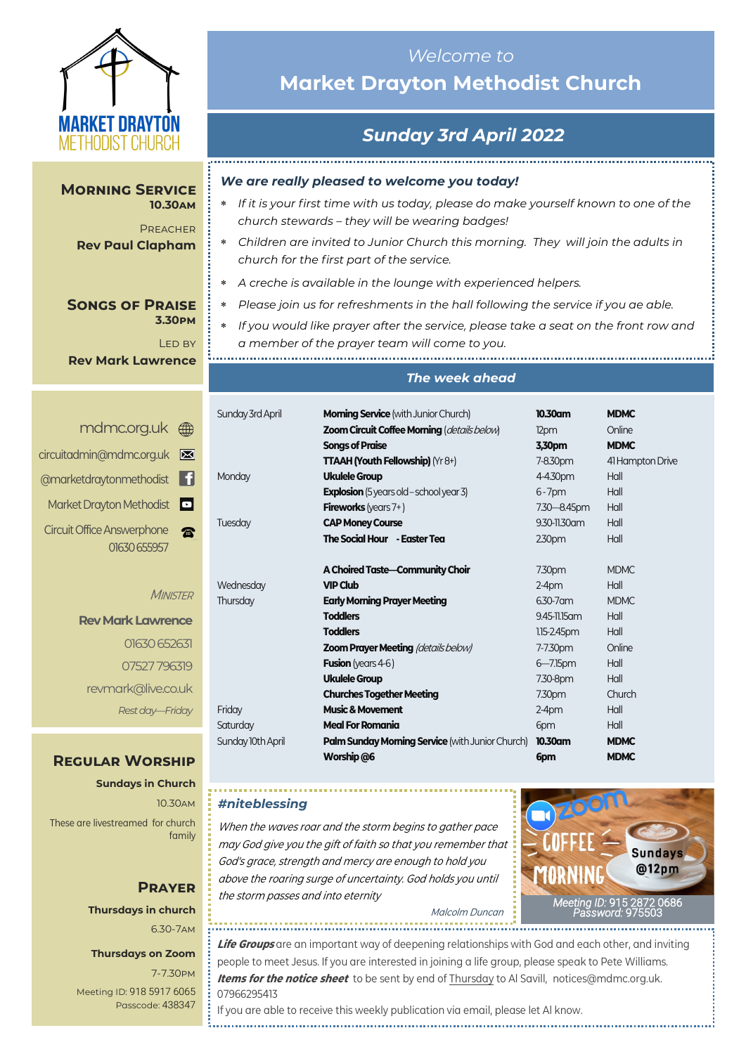MARKET DRAYTON METHODIST CHURCH

*Welcome to*

# Market Drayton Methodist Church

## *Sunday 3rd April 2022*

### Morning Service
**10.30am**

Preacher
**Rev Paul Clapham**

### Songs of Praise
**3.30pm**

Led by
**Rev Mark Lawrence**

mdmc.org.uk
circuitadmin@mdmc.org.uk
@marketdraytonmethodist
Market Drayton Methodist
Circuit Office Answerphone 01630 655957

*Minister*

**Rev Mark Lawrence**
01630 652631
07527 796319
revmark@live.co.uk
*Rest day—Friday*

### Regular Worship

**Sundays in Church**
10.30am
These are livestreamed for church family

### Prayer

**Thursdays in church**
6.30-7am

**Thursdays on Zoom**
7-7.30pm
Meeting ID: 918 5917 6065
Passcode: 438347

***We are really pleased to welcome you today!***

- *If it is your first time with us today, please do make yourself known to one of the church stewards – they will be wearing badges!*
- *Children are invited to Junior Church this morning. They will join the adults in church for the first part of the service.*
- *A creche is available in the lounge with experienced helpers.*
- *Please join us for refreshments in the hall following the service if you ae able.*
- *If you would like prayer after the service, please take a seat on the front row and a member of the prayer team will come to you.*

### *The week ahead*

| | | | |
|---|---|---|---|
| Sunday 3rd April | **Morning Service** (with Junior Church) | **10.30am** | **MDMC** |
| | **Zoom Circuit Coffee Morning** (*details below*) | 12pm | Online |
| | **Songs of Praise** | **3.30pm** | **MDMC** |
| | **TTAAH (Youth Fellowship)** (Yr 8+) | 7-8.30pm | 41 Hampton Drive |
| Monday | **Ukulele Group** | 4-4.30pm | Hall |
| | **Explosion** (5 years old – school year 3) | 6 - 7pm | Hall |
| | **Fireworks** (years 7+) | 7.30—8.45pm | Hall |
| Tuesday | **CAP Money Course** | 9.30-11.30am | Hall |
| | **The Social Hour - Easter Tea** | 2.30pm | Hall |
| | **A Choired Taste—Community Choir** | 7.30pm | MDMC |
| Wednesday | **VIP Club** | 2-4pm | Hall |
| Thursday | **Early Morning Prayer Meeting** | 6.30-7am | MDMC |
| | **Toddlers** | 9.45-11.15am | Hall |
| | **Toddlers** | 1.15-2.45pm | Hall |
| | **Zoom Prayer Meeting** (*details below*) | 7-7.30pm | Online |
| | **Fusion** (years 4-6) | 6—7.15pm | Hall |
| | **Ukulele Group** | 7.30-8pm | Hall |
| | **Churches Together Meeting** | 7.30pm | Church |
| Friday | **Music & Movement** | 2-4pm | Hall |
| Saturday | **Meal For Romania** | 6pm | Hall |
| Sunday 10th April | **Palm Sunday Morning Service** (with Junior Church) | **10.30am** | **MDMC** |
| | **Worship @6** | **6pm** | **MDMC** |

### *#niteblessing*

*When the waves roar and the storm begins to gather pace may God give you the gift of faith so that you remember that God's grace, strength and mercy are enough to hold you above the roaring surge of uncertainty. God holds you until the storm passes and into eternity*

*Malcolm Duncan*

Zoom Coffee Morning — Sundays @12pm
*Meeting ID:* 915 2872 0686
*Password:* 975503

***Life Groups*** are an important way of deepening relationships with God and each other, and inviting people to meet Jesus. If you are interested in joining a life group, please speak to Pete Williams.
***Items for the notice sheet*** to be sent by end of Thursday to Al Savill, notices@mdmc.org.uk. 07966295413
If you are able to receive this weekly publication via email, please let Al know.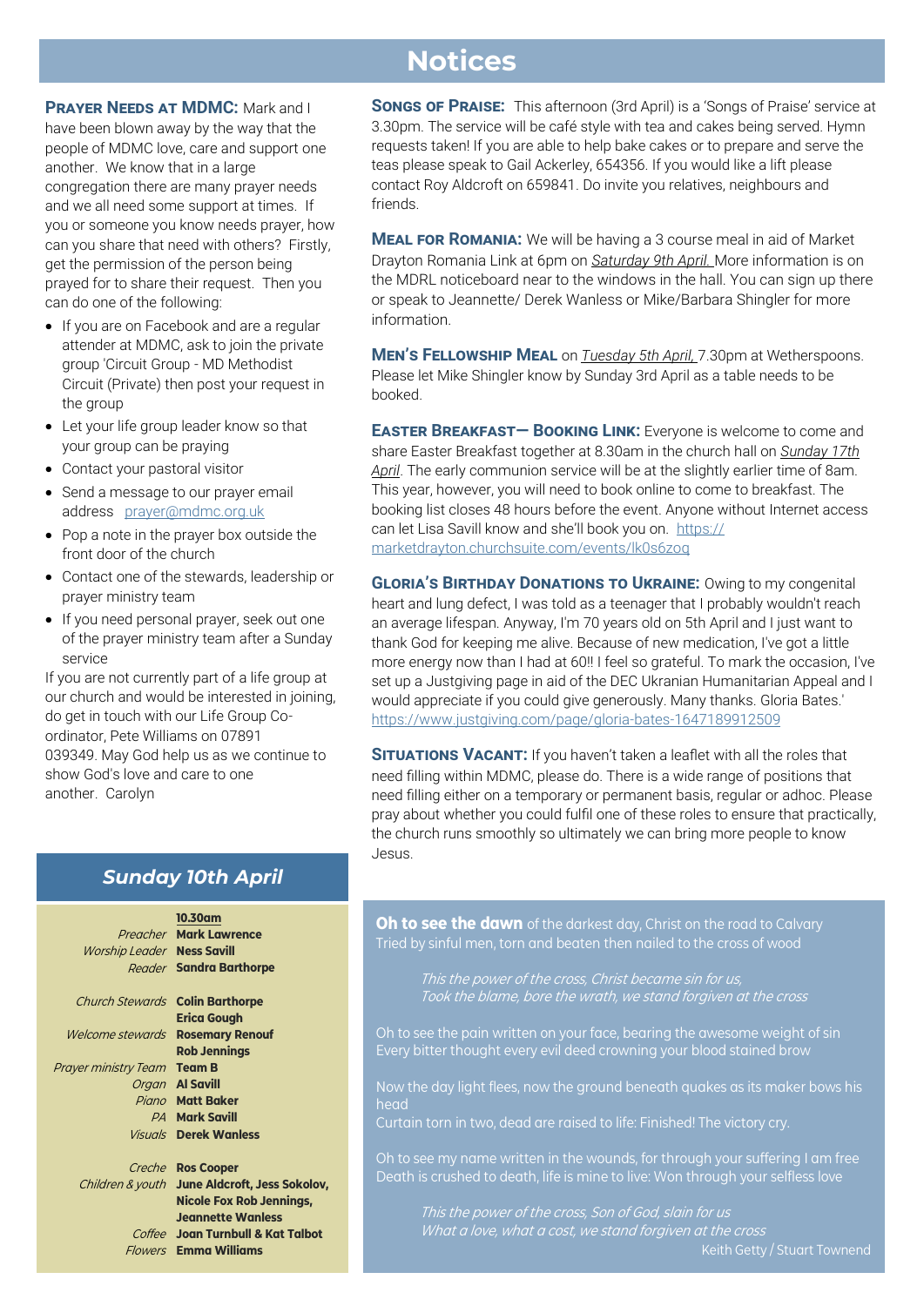# Notices

**Prayer Needs at MDMC:** Mark and I have been blown away by the way that the people of MDMC love, care and support one another. We know that in a large congregation there are many prayer needs and we all need some support at times. If you or someone you know needs prayer, how can you share that need with others? Firstly, get the permission of the person being prayed for to share their request. Then you can do one of the following:

- If you are on Facebook and are a regular attender at MDMC, ask to join the private group 'Circuit Group - MD Methodist Circuit (Private) then post your request in the group
- Let your life group leader know so that your group can be praying
- Contact your pastoral visitor
- Send a message to our prayer email address prayer@mdmc.org.uk
- Pop a note in the prayer box outside the front door of the church
- Contact one of the stewards, leadership or prayer ministry team
- If you need personal prayer, seek out one of the prayer ministry team after a Sunday service

If you are not currently part of a life group at our church and would be interested in joining, do get in touch with our Life Group Co-ordinator, Pete Williams on 07891 039349. May God help us as we continue to show God's love and care to one another. Carolyn

## Sunday 10th April

| | **10.30am** |
|---|---|
| *Preacher* | **Mark Lawrence** |
| *Worship Leader* | **Ness Savill** |
| *Reader* | **Sandra Barthorpe** |
| *Church Stewards* | **Colin Barthorpe** |
| | **Erica Gough** |
| *Welcome stewards* | **Rosemary Renouf** |
| | **Rob Jennings** |
| *Prayer ministry Team* | **Team B** |
| *Organ* | **Al Savill** |
| *Piano* | **Matt Baker** |
| *PA* | **Mark Savill** |
| *Visuals* | **Derek Wanless** |
| *Creche* | **Ros Cooper** |
| *Children & youth* | **June Aldcroft, Jess Sokolov, Nicole Fox Rob Jennings, Jeannette Wanless** |
| *Coffee* | **Joan Turnbull & Kat Talbot** |
| *Flowers* | **Emma Williams** |

**Songs of Praise:** This afternoon (3rd April) is a 'Songs of Praise' service at 3.30pm. The service will be café style with tea and cakes being served. Hymn requests taken! If you are able to help bake cakes or to prepare and serve the teas please speak to Gail Ackerley, 654356. If you would like a lift please contact Roy Aldcroft on 659841. Do invite you relatives, neighbours and friends.

**Meal for Romania:** We will be having a 3 course meal in aid of Market Drayton Romania Link at 6pm on *Saturday 9th April.* More information is on the MDRL noticeboard near to the windows in the hall. You can sign up there or speak to Jeannette/ Derek Wanless or Mike/Barbara Shingler for more information.

**Men's Fellowship Meal** on *Tuesday 5th April,* 7.30pm at Wetherspoons. Please let Mike Shingler know by Sunday 3rd April as a table needs to be booked.

**Easter Breakfast— Booking Link:** Everyone is welcome to come and share Easter Breakfast together at 8.30am in the church hall on *Sunday 17th April*. The early communion service will be at the slightly earlier time of 8am. This year, however, you will need to book online to come to breakfast. The booking list closes 48 hours before the event. Anyone without Internet access can let Lisa Savill know and she'll book you on. https://marketdrayton.churchsuite.com/events/lk0s6zoq

**Gloria's Birthday Donations to Ukraine:** Owing to my congenital heart and lung defect, I was told as a teenager that I probably wouldn't reach an average lifespan. Anyway, I'm 70 years old on 5th April and I just want to thank God for keeping me alive. Because of new medication, I've got a little more energy now than I had at 60!! I feel so grateful. To mark the occasion, I've set up a Justgiving page in aid of the DEC Ukranian Humanitarian Appeal and I would appreciate if you could give generously. Many thanks. Gloria Bates.' https://www.justgiving.com/page/gloria-bates-1647189912509

**Situations Vacant:** If you haven't taken a leaflet with all the roles that need filling within MDMC, please do. There is a wide range of positions that need filling either on a temporary or permanent basis, regular or adhoc. Please pray about whether you could fulfil one of these roles to ensure that practically, the church runs smoothly so ultimately we can bring more people to know Jesus.

**Oh to see the dawn** of the darkest day, Christ on the road to Calvary
Tried by sinful men, torn and beaten then nailed to the cross of wood

*This the power of the cross, Christ became sin for us,*
*Took the blame, bore the wrath, we stand forgiven at the cross*

Oh to see the pain written on your face, bearing the awesome weight of sin
Every bitter thought every evil deed crowning your blood stained brow

Now the day light flees, now the ground beneath quakes as its maker bows his head
Curtain torn in two, dead are raised to life: Finished! The victory cry.

Oh to see my name written in the wounds, for through your suffering I am free
Death is crushed to death, life is mine to live: Won through your selfless love

*This the power of the cross, Son of God, slain for us*
*What a love, what a cost, we stand forgiven at the cross*

Keith Getty / Stuart Townend